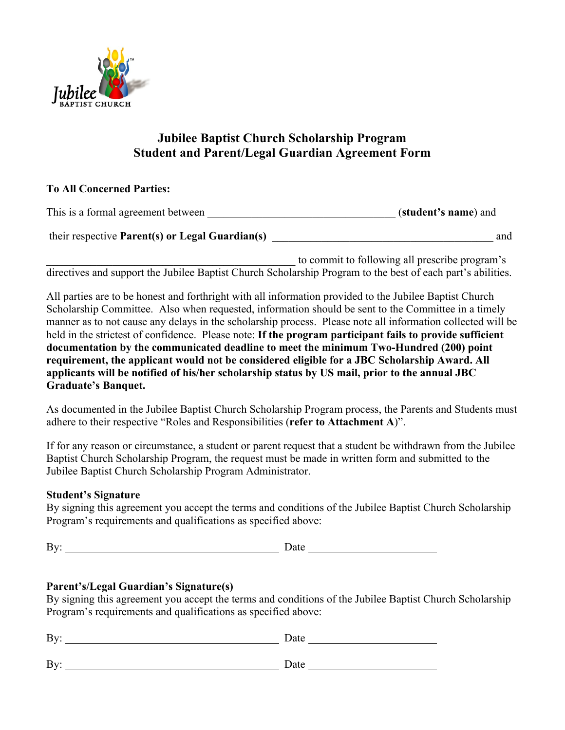Jubilee BAPTIST CHURCH

# Jubilee Baptist Church Scholarship Program
# Student and Parent/Legal Guardian Agreement Form

**To All Concerned Parties:**

This is a formal agreement between __________________________________ (**student's name**) and

their respective **Parent(s) or Legal Guardian(s)** ________________________________________ and

______________________________________________ to commit to following all prescribe program's directives and support the Jubilee Baptist Church Scholarship Program to the best of each part's abilities.

All parties are to be honest and forthright with all information provided to the Jubilee Baptist Church Scholarship Committee. Also when requested, information should be sent to the Committee in a timely manner as to not cause any delays in the scholarship process. Please note all information collected will be held in the strictest of confidence. Please note: **If the program participant fails to provide sufficient documentation by the communicated deadline to meet the minimum Two-Hundred (200) point requirement, the applicant would not be considered eligible for a JBC Scholarship Award. All applicants will be notified of his/her scholarship status by US mail, prior to the annual JBC Graduate's Banquet.**

As documented in the Jubilee Baptist Church Scholarship Program process, the Parents and Students must adhere to their respective "Roles and Responsibilities (**refer to Attachment A**)".

If for any reason or circumstance, a student or parent request that a student be withdrawn from the Jubilee Baptist Church Scholarship Program, the request must be made in written form and submitted to the Jubilee Baptist Church Scholarship Program Administrator.

**Student's Signature**
By signing this agreement you accept the terms and conditions of the Jubilee Baptist Church Scholarship Program's requirements and qualifications as specified above:

By: ________________________________________ Date ________________________

**Parent's/Legal Guardian's Signature(s)**
By signing this agreement you accept the terms and conditions of the Jubilee Baptist Church Scholarship Program's requirements and qualifications as specified above:

By: ________________________________________ Date ________________________

By: ________________________________________ Date ________________________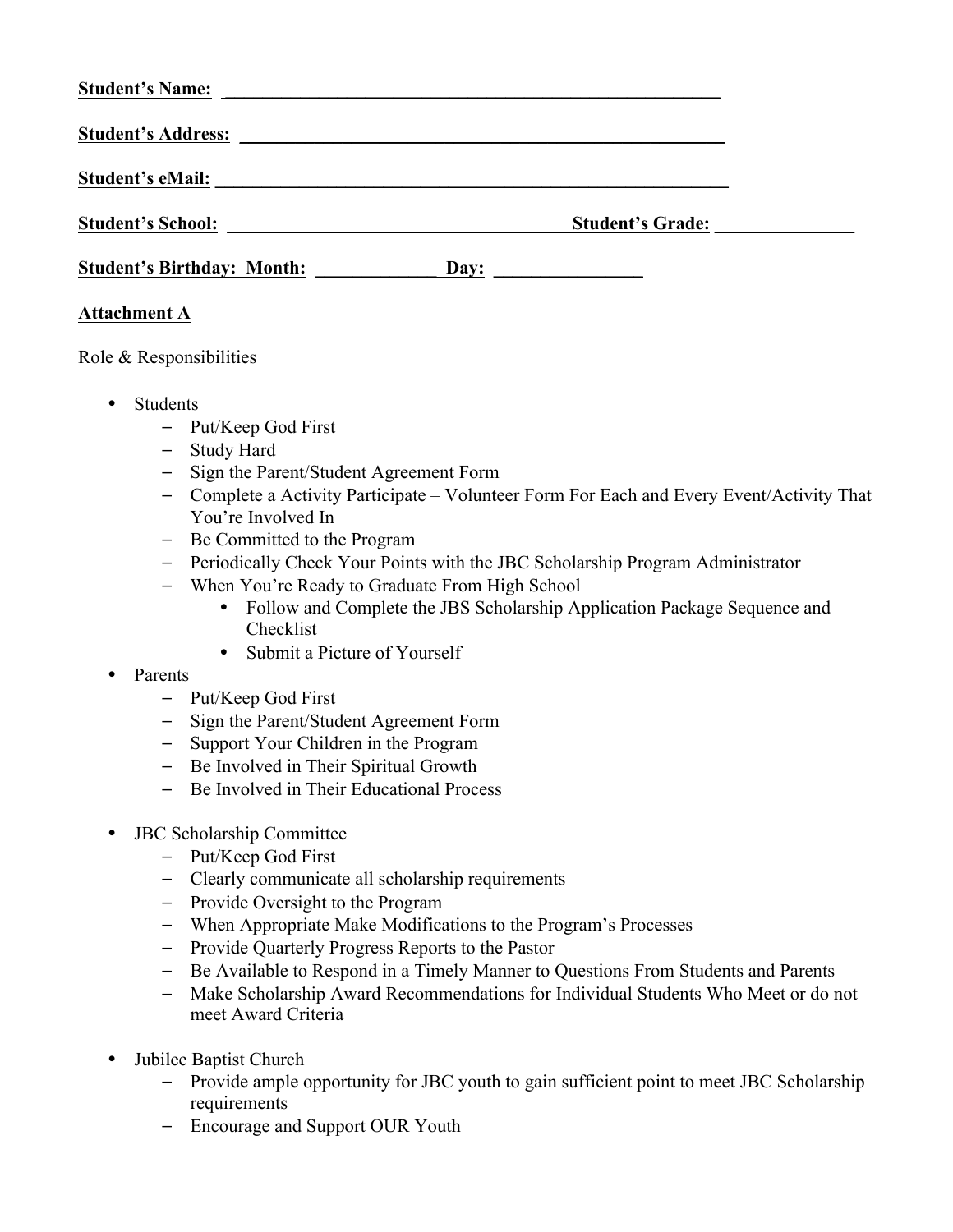**Student's Name:** ________________________________________________________

**Student's Address:** ______________________________________________________

**Student's eMail:** _________________________________________________________

**Student's School:** ______________________________________ **Student's Grade:** _______________

**Student's Birthday: Month:** _____________ **Day:** ________________

**Attachment A**

Role & Responsibilities

- Students
  - Put/Keep God First
  - Study Hard
  - Sign the Parent/Student Agreement Form
  - Complete a Activity Participate – Volunteer Form For Each and Every Event/Activity That You're Involved In
  - Be Committed to the Program
  - Periodically Check Your Points with the JBC Scholarship Program Administrator
  - When You're Ready to Graduate From High School
    - Follow and Complete the JBS Scholarship Application Package Sequence and Checklist
    - Submit a Picture of Yourself
- Parents
  - Put/Keep God First
  - Sign the Parent/Student Agreement Form
  - Support Your Children in the Program
  - Be Involved in Their Spiritual Growth
  - Be Involved in Their Educational Process
- JBC Scholarship Committee
  - Put/Keep God First
  - Clearly communicate all scholarship requirements
  - Provide Oversight to the Program
  - When Appropriate Make Modifications to the Program's Processes
  - Provide Quarterly Progress Reports to the Pastor
  - Be Available to Respond in a Timely Manner to Questions From Students and Parents
  - Make Scholarship Award Recommendations for Individual Students Who Meet or do not meet Award Criteria
- Jubilee Baptist Church
  - Provide ample opportunity for JBC youth to gain sufficient point to meet JBC Scholarship requirements
  - Encourage and Support OUR Youth